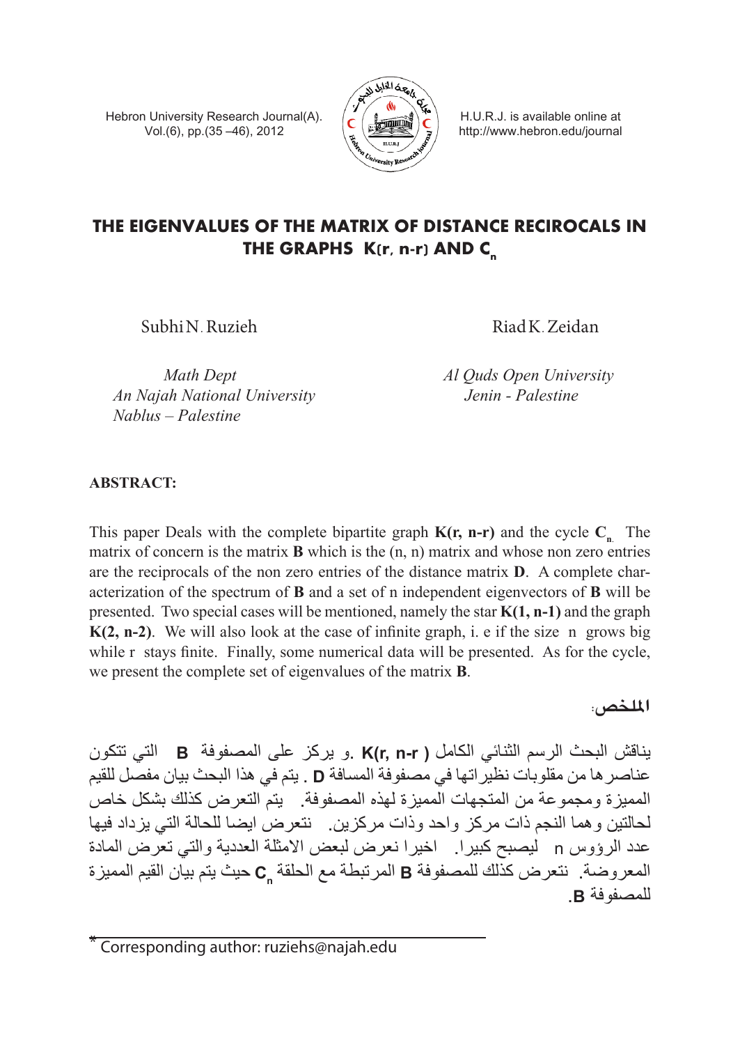# THE EIGENVALUES OF THE MATRIX OF DISTANCE RECIROCALS IN THE GRAPHS K(r, n-r) AND $C_n$

Subhi N. Ruzieh

*Math Dept*
*An Najah National University*
*Nablus – Palestine*

Riad K. Zeidan

*Al Quds Open University*
*Jenin - Palestine*

**ABSTRACT:**

This paper Deals with the complete bipartite graph **K(r, n-r)** and the cycle $\mathbf{C_n}$. The matrix of concern is the matrix **B** which is the (n, n) matrix and whose non zero entries are the reciprocals of the non zero entries of the distance matrix **D**. A complete characterization of the spectrum of **B** and a set of n independent eigenvectors of **B** will be presented. Two special cases will be mentioned, namely the star **K(1, n-1)** and the graph **K(2, n-2)**. We will also look at the case of infinite graph, i. e if the size n grows big while r stays finite. Finally, some numerical data will be presented. As for the cycle, we present the complete set of eigenvalues of the matrix **B**.

**الملخص:**

يناقش البحث الرسم الثنائي الكامل **K(r, n-r )** .و يركز على المصفوفة **B** التي تتكون عناصرها من مقلوبات نظيراتها في مصفوفة المسافة **D** . يتم في هذا البحث بيان مفصل للقيم المميزة ومجموعة من المتجهات المميزة لهذه المصفوفة. يتم التعرض كذلك بشكل خاص لحالتين وهما النجم ذات مركز واحد وذات مركزين. نتعرض ايضا للحالة التي يزداد فيها عدد الرؤوس n ليصبح كبيرا. اخيرا نعرض لبعض الامثلة العددية والتي تعرض المادة المعروضة. نتعرض كذلك للمصفوفة **B** المرتبطة مع الحلقة $\mathbf{C_n}$ حيث يتم بيان القيم المميزة للمصفوفة **B**.

* Corresponding author: ruziehs@najah.edu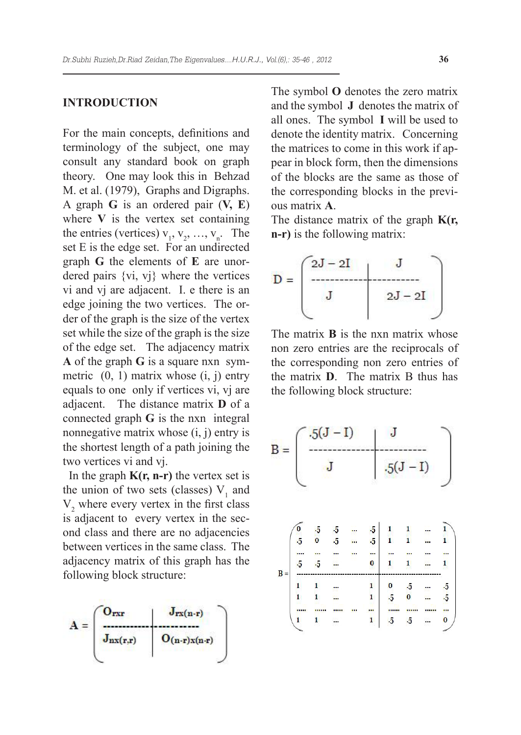## INTRODUCTION

For the main concepts, definitions and terminology of the subject, one may consult any standard book on graph theory. One may look this in Behzad M. et al. (1979), Graphs and Digraphs. A graph **G** is an ordered pair (**V, E**) where **V** is the vertex set containing the entries (vertices) $v_1, v_2, \ldots, v_n$. The set E is the edge set. For an undirected graph **G** the elements of **E** are unordered pairs {vi, vj} where the vertices vi and vj are adjacent. I. e there is an edge joining the two vertices. The order of the graph is the size of the vertex set while the size of the graph is the size of the edge set. The adjacency matrix **A** of the graph **G** is a square nxn symmetric (0, 1) matrix whose (i, j) entry equals to one only if vertices vi, vj are adjacent. The distance matrix **D** of a connected graph **G** is the nxn integral nonnegative matrix whose (i, j) entry is the shortest length of a path joining the two vertices vi and vj.

In the graph **K(r, n-r)** the vertex set is the union of two sets (classes) $V_1$ and $V_2$ where every vertex in the first class is adjacent to every vertex in the second class and there are no adjacencies between vertices in the same class. The adjacency matrix of this graph has the following block structure:

$$A = \left(\begin{array}{c|c} O_{r\times r} & J_{r\times(n-r)} \\ \hline J_{n\times(r,r)} & O_{(n-r)\times(n-r)} \end{array}\right)$$

The symbol **O** denotes the zero matrix and the symbol **J** denotes the matrix of all ones. The symbol **I** will be used to denote the identity matrix. Concerning the matrices to come in this work if appear in block form, then the dimensions of the blocks are the same as those of the corresponding blocks in the previous matrix **A**.

The distance matrix of the graph **K(r, n-r)** is the following matrix:

$$D = \left(\begin{array}{c|c} 2J - 2I & J \\ \hline J & 2J - 2I \end{array}\right)$$

The matrix **B** is the nxn matrix whose non zero entries are the reciprocals of the corresponding non zero entries of the matrix **D**. The matrix B thus has the following block structure:

$$B = \left(\begin{array}{c|c} .5(J - I) & J \\ \hline J & .5(J - I) \end{array}\right)$$

$$B = \left(\begin{array}{cccc|cccc} 0 & .5 & .5 & \cdots & .5 & 1 & 1 & \cdots & 1 \\ .5 & 0 & .5 & \cdots & .5 & 1 & 1 & \cdots & 1 \\ \cdots & \cdots & \cdots & \cdots & \cdots & \cdots & \cdots & \cdots & \cdots \\ .5 & .5 & \cdots & & 0 & 1 & 1 & \cdots & 1 \\ \hline 1 & 1 & \cdots & & 1 & 0 & .5 & \cdots & .5 \\ 1 & 1 & \cdots & & 1 & .5 & 0 & \cdots & .5 \\ \cdots & \cdots & \cdots & \cdots & \cdots & \cdots & \cdots & \cdots & \cdots \\ 1 & 1 & \cdots & & 1 & .5 & .5 & \cdots & 0 \end{array}\right)$$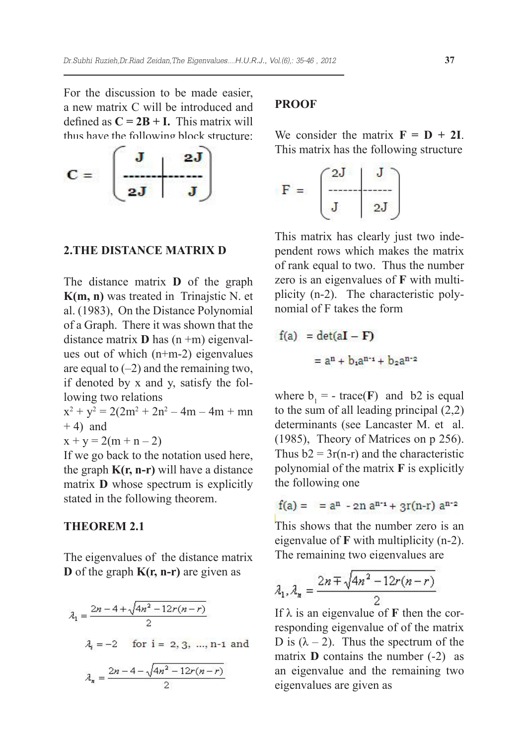For the discussion to be made easier, a new matrix C will be introduced and defined as **C = 2B + I.** This matrix will thus have the following block structure:

$$\mathbf{C} = \left( \begin{array}{c|c} \mathbf{J} & \mathbf{2J} \\ \hline \mathbf{2J} & \mathbf{J} \end{array} \right)$$

## 2.THE DISTANCE MATRIX D

The distance matrix **D** of the graph **K(m, n)** was treated in Trinajstic N. et al. (1983), On the Distance Polynomial of a Graph. There it was shown that the distance matrix **D** has (n +m) eigenvalues out of which (n+m-2) eigenvalues are equal to (–2) and the remaining two, if denoted by x and y, satisfy the following two relations

$x^2 + y^2 = 2(2m^2 + 2n^2 – 4m – 4m + mn + 4)$ and

$x + y = 2(m + n – 2)$

If we go back to the notation used here, the graph **K(r, n-r)** will have a distance matrix **D** whose spectrum is explicitly stated in the following theorem.

### THEOREM 2.1

The eigenvalues of the distance matrix **D** of the graph **K(r, n-r)** are given as

$$\lambda_1 = \frac{2n-4+\sqrt{4n^2-12r(n-r)}}{2}$$

$$\lambda_i = -2 \quad \text{for i = 2, 3, ..., n-1 and}$$

$$\lambda_n = \frac{2n-4-\sqrt{4n^2-12r(n-r)}}{2}$$

### PROOF

We consider the matrix **F = D + 2I**. This matrix has the following structure

$$\mathrm{F} = \left( \begin{array}{c|c} 2\mathrm{J} & \mathrm{J} \\ \hline \mathrm{J} & 2\mathrm{J} \end{array} \right)$$

This matrix has clearly just two independent rows which makes the matrix of rank equal to two. Thus the number zero is an eigenvalues of **F** with multiplicity (n-2). The characteristic polynomial of F takes the form

$$\begin{aligned} f(a) &= \det(a\mathbf{I} - \mathbf{F}) \\ &= a^n + b_1 a^{n-1} + b_2 a^{n-2} \end{aligned}$$

where $b_1$ = - trace(**F**) and b2 is equal to the sum of all leading principal (2,2) determinants (see Lancaster M. et al. (1985), Theory of Matrices on p 256). Thus b2 = 3r(n-r) and the characteristic polynomial of the matrix **F** is explicitly the following one

$$f(a) = \;= a^n - 2n\, a^{n-1} + 3r(n-r)\, a^{n-2}$$

This shows that the number zero is an eigenvalue of **F** with multiplicity (n-2). The remaining two eigenvalues are

$$\lambda_1, \lambda_n = \frac{2n \mp \sqrt{4n^2 - 12r(n-r)}}{2}$$

If λ is an eigenvalue of **F** then the corresponding eigenvalue of of the matrix D is (λ – 2). Thus the spectrum of the matrix **D** contains the number (-2) as an eigenvalue and the remaining two eigenvalues are given as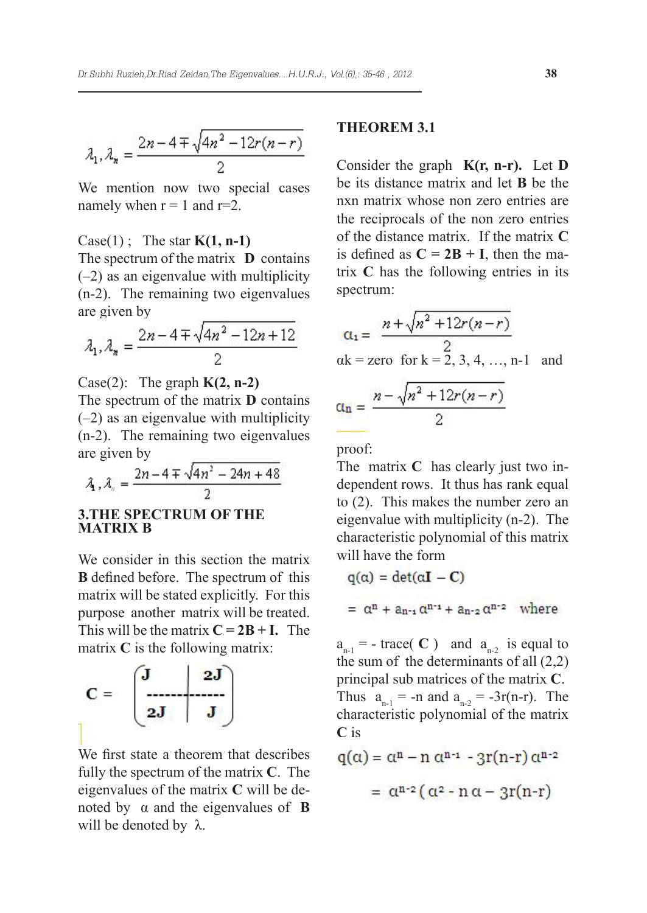$$\lambda_1, \lambda_n = \frac{2n - 4 \mp \sqrt{4n^2 - 12r(n-r)}}{2}$$

We mention now two special cases namely when r = 1 and r=2.

Case(1) ; The star **K(1, n-1)**
The spectrum of the matrix **D** contains (–2) as an eigenvalue with multiplicity (n-2). The remaining two eigenvalues are given by

$$\lambda_1, \lambda_n = \frac{2n - 4 \mp \sqrt{4n^2 - 12n + 12}}{2}$$

Case(2): The graph **K(2, n-2)**
The spectrum of the matrix **D** contains (–2) as an eigenvalue with multiplicity (n-2). The remaining two eigenvalues are given by

$$\lambda_1, \lambda_n = \frac{2n - 4 \mp \sqrt{4n^2 - 24n + 48}}{2}$$

## 3.THE SPECTRUM OF THE MATRIX B

We consider in this section the matrix **B** defined before. The spectrum of this matrix will be stated explicitly. For this purpose another matrix will be treated. This will be the matrix **C = 2B + I.** The matrix **C** is the following matrix:

$$C = \left(\begin{array}{c|c} J & 2J \\ \hline 2J & J \end{array}\right)$$

We first state a theorem that describes fully the spectrum of the matrix **C**. The eigenvalues of the matrix **C** will be denoted by α and the eigenvalues of **B** will be denoted by λ.

**THEOREM 3.1**

Consider the graph **K(r, n-r).** Let **D** be its distance matrix and let **B** be the nxn matrix whose non zero entries are the reciprocals of the non zero entries of the distance matrix. If the matrix **C** is defined as **C = 2B + I**, then the matrix **C** has the following entries in its spectrum:

$$\alpha_1 = \frac{n + \sqrt{n^2 + 12r(n-r)}}{2}$$

$\alpha_k$ = zero for k = 2, 3, 4, …, n-1 and

$$\alpha_n = \frac{n - \sqrt{n^2 + 12r(n-r)}}{2}$$

proof:
The matrix **C** has clearly just two independent rows. It thus has rank equal to (2). This makes the number zero an eigenvalue with multiplicity (n-2). The characteristic polynomial of this matrix will have the form

$$q(\alpha) = \det(\alpha I - C)$$

$$= \alpha^n + a_{n-1}\alpha^{n-1} + a_{n-2}\alpha^{n-2} \quad \text{where}$$

$a_{n-1}$ = - trace( **C** ) and $a_{n-2}$ is equal to the sum of the determinants of all (2,2) principal sub matrices of the matrix **C**. Thus $a_{n-1} = -n$ and $a_{n-2} = -3r(n-r)$. The characteristic polynomial of the matrix **C** is

$$q(\alpha) = \alpha^n - n\,\alpha^{n-1} - 3r(n-r)\,\alpha^{n-2}$$

$$= \alpha^{n-2}(\alpha^2 - n\,\alpha - 3r(n-r))$$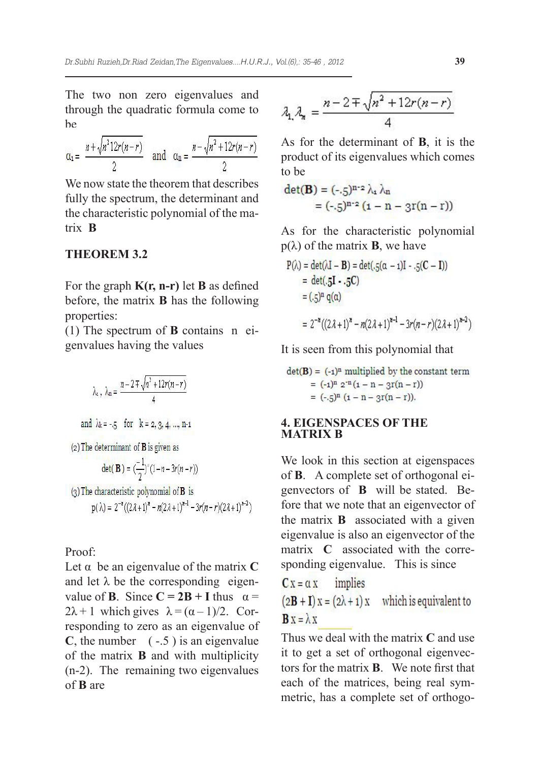The two non zero eigenvalues and through the quadratic formula come to be

$$\alpha_1 = \frac{n+\sqrt{n^2 12r(n-r)}}{2} \quad \text{and} \quad \alpha_n = \frac{n-\sqrt{n^2+12r(n-r)}}{2}$$

We now state the theorem that describes fully the spectrum, the determinant and the characteristic polynomial of the matrix **B**

**THEOREM 3.2**

For the graph **K(r, n-r)** let **B** as defined before, the matrix **B** has the following properties:

(1) The spectrum of **B** contains n eigenvalues having the values

$$\lambda_1, \lambda_n = \frac{n-2 \mp \sqrt{n^2+12r(n-r)}}{4}$$

and $\lambda_k = -.5$ for $k = 2, 3, 4, \ldots, n\text{-}1$

(2) The determinant of **B** is given as

$$\det(\mathbf{B}) = \left(\frac{-1}{2}\right)^n (1-n-3r(n-r))$$

(3) The characteristic polynomial of **B** is

$$p(\lambda) = 2^{-n}\left((2\lambda+1)^n - n(2\lambda+1)^{n-1} - 3r(n-r)(2\lambda+1)^{n-2}\right)$$

Proof:

Let $\alpha$ be an eigenvalue of the matrix **C** and let $\lambda$ be the corresponding eigenvalue of **B**. Since **C = 2B + I** thus $\alpha = 2\lambda + 1$ which gives $\lambda = (\alpha - 1)/2$. Corresponding to zero as an eigenvalue of **C**, the number ( -.5 ) is an eigenvalue of the matrix **B** and with multiplicity (n-2). The remaining two eigenvalues of **B** are

$$\lambda_1, \lambda_n = \frac{n-2 \mp \sqrt{n^2+12r(n-r)}}{4}$$

As for the determinant of **B**, it is the product of its eigenvalues which comes to be

$$\det(\mathbf{B}) = (-.5)^{n-2} \lambda_1 \lambda_n$$
$$= (-.5)^{n-2} (1 - n - 3r(n-r))$$

As for the characteristic polynomial $p(\lambda)$ of the matrix **B**, we have

$$P(\lambda) = \det(\lambda\mathbf{I} - \mathbf{B}) = \det(.5(\alpha-1)\mathbf{I} - .5(\mathbf{C} - \mathbf{I}))$$
$$= \det(.5\mathbf{I} \cdot .5\mathbf{C})$$
$$= (.5)^n q(\alpha)$$
$$= 2^{-n}\left((2\lambda+1)^n - n(2\lambda+1)^{n-1} - 3r(n-r)(2\lambda+1)^{n-2}\right)$$

It is seen from this polynomial that

$$\det(\mathbf{B}) = (-1)^n \text{ multiplied by the constant term}$$
$$= (-1)^n\, 2^{-n} (1 - n - 3r(n-r))$$
$$= (-.5)^n (1 - n - 3r(n-r)).$$

## 4. EIGENSPACES OF THE MATRIX B

We look in this section at eigenspaces of **B**. A complete set of orthogonal eigenvectors of **B** will be stated. Before that we note that an eigenvector of the matrix **B** associated with a given eigenvalue is also an eigenvector of the matrix **C** associated with the corresponding eigenvalue. This is since

$\mathbf{C}x = \alpha x$ implies

$(2\mathbf{B} + \mathbf{I})x = (2\lambda + 1)x$ which is equivalent to

$\mathbf{B}x = \lambda x$

Thus we deal with the matrix **C** and use it to get a set of orthogonal eigenvectors for the matrix **B**. We note first that each of the matrices, being real symmetric, has a complete set of orthogo-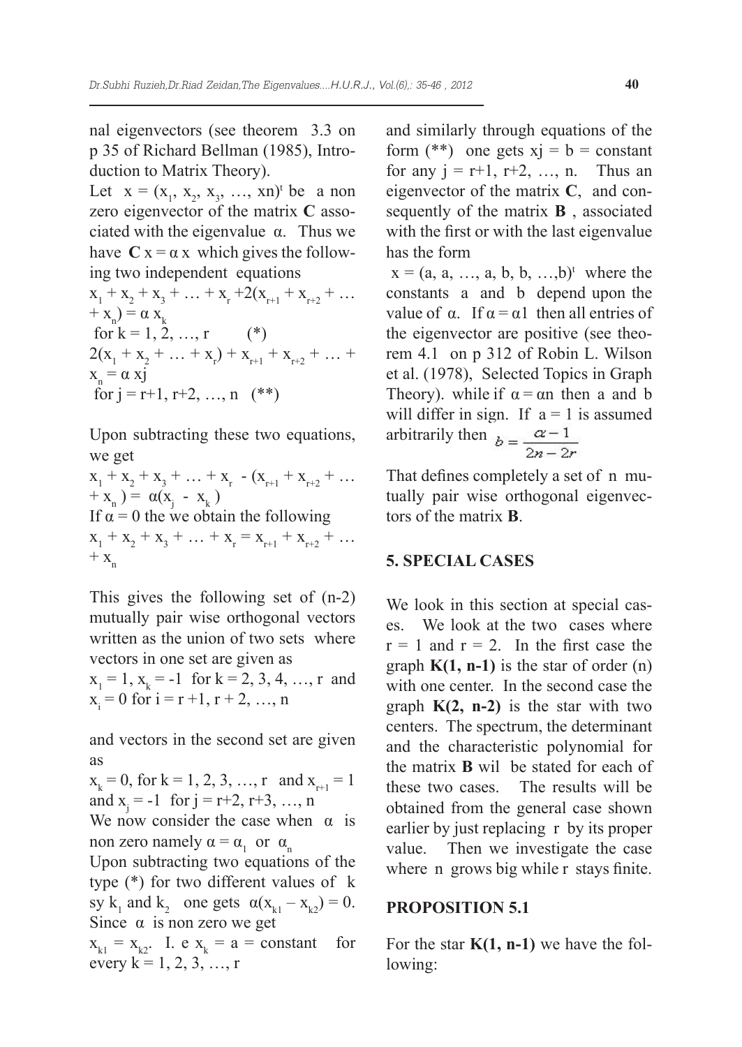nal eigenvectors (see theorem 3.3 on p 35 of Richard Bellman (1985), Introduction to Matrix Theory).

Let $x = (x_1, x_2, x_3, \ldots, xn)^t$ be a non zero eigenvector of the matrix **C** associated with the eigenvalue $\alpha$. Thus we have $\mathbf{C}\, x = \alpha\, x$ which gives the following two independent equations

$x_1 + x_2 + x_3 + \ldots + x_r + 2(x_{r+1} + x_{r+2} + \ldots + x_n) = \alpha\, x_k$
for $k = 1, 2, \ldots, r$ (*)

$2(x_1 + x_2 + \ldots + x_r) + x_{r+1} + x_{r+2} + \ldots + x_n = \alpha\, xj$
for $j = r+1, r+2, \ldots, n$ (**)

Upon subtracting these two equations, we get

$x_1 + x_2 + x_3 + \ldots + x_r - (x_{r+1} + x_{r+2} + \ldots + x_n) = \alpha(x_j - x_k)$

If $\alpha = 0$ the we obtain the following

$x_1 + x_2 + x_3 + \ldots + x_r = x_{r+1} + x_{r+2} + \ldots + x_n$

This gives the following set of (n-2) mutually pair wise orthogonal vectors written as the union of two sets where vectors in one set are given as

$x_1 = 1$, $x_k = -1$ for $k = 2, 3, 4, \ldots, r$ and $x_i = 0$ for $i = r+1, r+2, \ldots, n$

and vectors in the second set are given as

$x_k = 0$, for $k = 1, 2, 3, \ldots, r$ and $x_{r+1} = 1$ and $x_j = -1$ for $j = r+2, r+3, \ldots, n$

We now consider the case when $\alpha$ is non zero namely $\alpha = \alpha_1$ or $\alpha_n$

Upon subtracting two equations of the type (*) for two different values of k sy $k_1$ and $k_2$ one gets $\alpha(x_{k1} - x_{k2}) = 0$. Since $\alpha$ is non zero we get

$x_{k1} = x_{k2}$. I. e $x_k = a$ = constant for every $k = 1, 2, 3, \ldots, r$

and similarly through equations of the form (**) one gets $xj = b$ = constant for any $j = r+1, r+2, \ldots, n$. Thus an eigenvector of the matrix **C**, and consequently of the matrix **B** , associated with the first or with the last eigenvalue has the form

$x = (a, a, \ldots, a, b, b, \ldots, b)^t$ where the constants a and b depend upon the value of $\alpha$. If $\alpha = \alpha 1$ then all entries of the eigenvector are positive (see theorem 4.1 on p 312 of Robin L. Wilson et al. (1978), Selected Topics in Graph Theory). while if $\alpha = \alpha n$ then a and b will differ in sign. If $a = 1$ is assumed arbitrarily then $b = \dfrac{\alpha - 1}{2n - 2r}$

That defines completely a set of n mutually pair wise orthogonal eigenvectors of the matrix **B**.

## 5. SPECIAL CASES

We look in this section at special cases. We look at the two cases where $r = 1$ and $r = 2$. In the first case the graph **K(1, n-1)** is the star of order (n) with one center. In the second case the graph **K(2, n-2)** is the star with two centers. The spectrum, the determinant and the characteristic polynomial for the matrix **B** wil be stated for each of these two cases. The results will be obtained from the general case shown earlier by just replacing r by its proper value. Then we investigate the case where n grows big while r stays finite.

### PROPOSITION 5.1

For the star **K(1, n-1)** we have the following: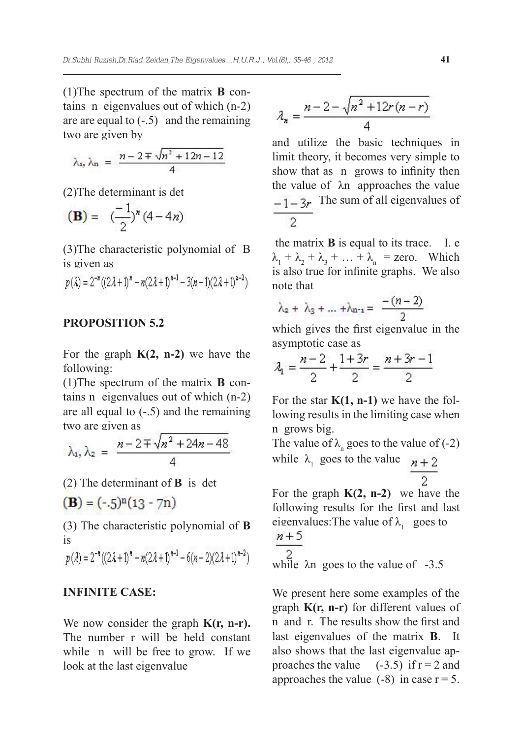(1)The spectrum of the matrix **B** contains n eigenvalues out of which (n-2) are are equal to (-.5) and the remaining two are given by

$$\lambda_1, \lambda_n = \frac{n-2 \mp \sqrt{n^2+12n-12}}{4}$$

(2)The determinant is det

$$(\mathbf{B}) = \left(\frac{-1}{2}\right)^n (4-4n)$$

(3)The characteristic polynomial of B is given as

$$p(\lambda) = 2^{-n}\left((2\lambda+1)^n - n(2\lambda+1)^{n-1} - 3(n-1)(2\lambda+1)^{n-2}\right)$$

**PROPOSITION 5.2**

For the graph **K(2, n-2)** we have the following:

(1)The spectrum of the matrix **B** contains n eigenvalues out of which (n-2) are all equal to (-.5) and the remaining two are given as

$$\lambda_1, \lambda_2 = \frac{n-2 \mp \sqrt{n^2+24n-48}}{4}$$

(2) The determinant of **B** is det

$$(\mathbf{B}) = (-.5)^n(13-7n)$$

(3) The characteristic polynomial of **B** is

$$p(\lambda) = 2^{-n}\left((2\lambda+1)^n - n(2\lambda+1)^{n-1} - 6(n-2)(2\lambda+1)^{n-2}\right)$$

**INFINITE CASE:**

We now consider the graph **K(r, n-r).** The number r will be held constant while n will be free to grow. If we look at the last eigenvalue

$$\lambda_n = \frac{n-2-\sqrt{n^2+12r(n-r)}}{4}$$

and utilize the basic techniques in limit theory, it becomes very simple to show that as n grows to infinity then the value of $\lambda n$ approaches the value $\frac{-1-3r}{2}$ The sum of all eigenvalues of the matrix **B** is equal to its trace. I. e $\lambda_1 + \lambda_2 + \lambda_3 + \ldots + \lambda_n$ = zero. Which is also true for infinite graphs. We also note that

$$\lambda_2 + \lambda_3 + \ldots + \lambda_{n-1} = \frac{-(n-2)}{2}$$

which gives the first eigenvalue in the asymptotic case as

$$\lambda_1 = \frac{n-2}{2} + \frac{1+3r}{2} = \frac{n+3r-1}{2}$$

For the star **K(1, n-1)** we have the following results in the limiting case when n grows big.

The value of $\lambda_n$ goes to the value of (-2) while $\lambda_1$ goes to the value $\frac{n+2}{2}$

For the graph **K(2, n-2)** we have the following results for the first and last eigenvalues:The value of $\lambda_1$ goes to $\frac{n+5}{2}$ while $\lambda n$ goes to the value of -3.5

We present here some examples of the graph **K(r, n-r)** for different values of n and r. The results show the first and last eigenvalues of the matrix **B**. It also shows that the last eigenvalue approaches the value (-3.5) if r = 2 and approaches the value (-8) in case r = 5.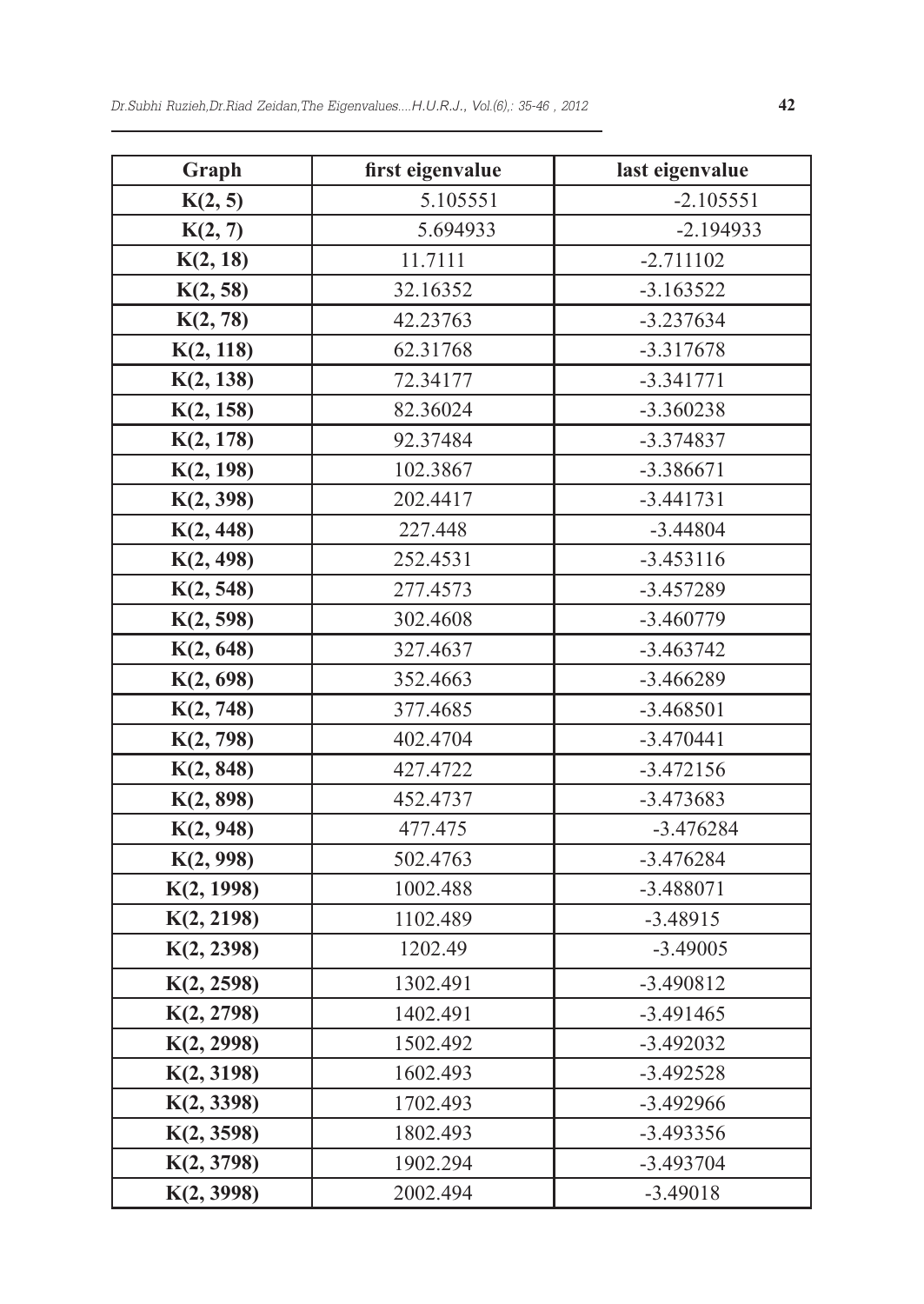| Graph | first eigenvalue | last eigenvalue |
|---|---|---|
| **K(2, 5)** | 5.105551 | -2.105551 |
| **K(2, 7)** | 5.694933 | -2.194933 |
| **K(2, 18)** | 11.7111 | -2.711102 |
| **K(2, 58)** | 32.16352 | -3.163522 |
| **K(2, 78)** | 42.23763 | -3.237634 |
| **K(2, 118)** | 62.31768 | -3.317678 |
| **K(2, 138)** | 72.34177 | -3.341771 |
| **K(2, 158)** | 82.36024 | -3.360238 |
| **K(2, 178)** | 92.37484 | -3.374837 |
| **K(2, 198)** | 102.3867 | -3.386671 |
| **K(2, 398)** | 202.4417 | -3.441731 |
| **K(2, 448)** | 227.448 | -3.44804 |
| **K(2, 498)** | 252.4531 | -3.453116 |
| **K(2, 548)** | 277.4573 | -3.457289 |
| **K(2, 598)** | 302.4608 | -3.460779 |
| **K(2, 648)** | 327.4637 | -3.463742 |
| **K(2, 698)** | 352.4663 | -3.466289 |
| **K(2, 748)** | 377.4685 | -3.468501 |
| **K(2, 798)** | 402.4704 | -3.470441 |
| **K(2, 848)** | 427.4722 | -3.472156 |
| **K(2, 898)** | 452.4737 | -3.473683 |
| **K(2, 948)** | 477.475 | -3.476284 |
| **K(2, 998)** | 502.4763 | -3.476284 |
| **K(2, 1998)** | 1002.488 | -3.488071 |
| **K(2, 2198)** | 1102.489 | -3.48915 |
| **K(2, 2398)** | 1202.49 | -3.49005 |
| **K(2, 2598)** | 1302.491 | -3.490812 |
| **K(2, 2798)** | 1402.491 | -3.491465 |
| **K(2, 2998)** | 1502.492 | -3.492032 |
| **K(2, 3198)** | 1602.493 | -3.492528 |
| **K(2, 3398)** | 1702.493 | -3.492966 |
| **K(2, 3598)** | 1802.493 | -3.493356 |
| **K(2, 3798)** | 1902.294 | -3.493704 |
| **K(2, 3998)** | 2002.494 | -3.49018 |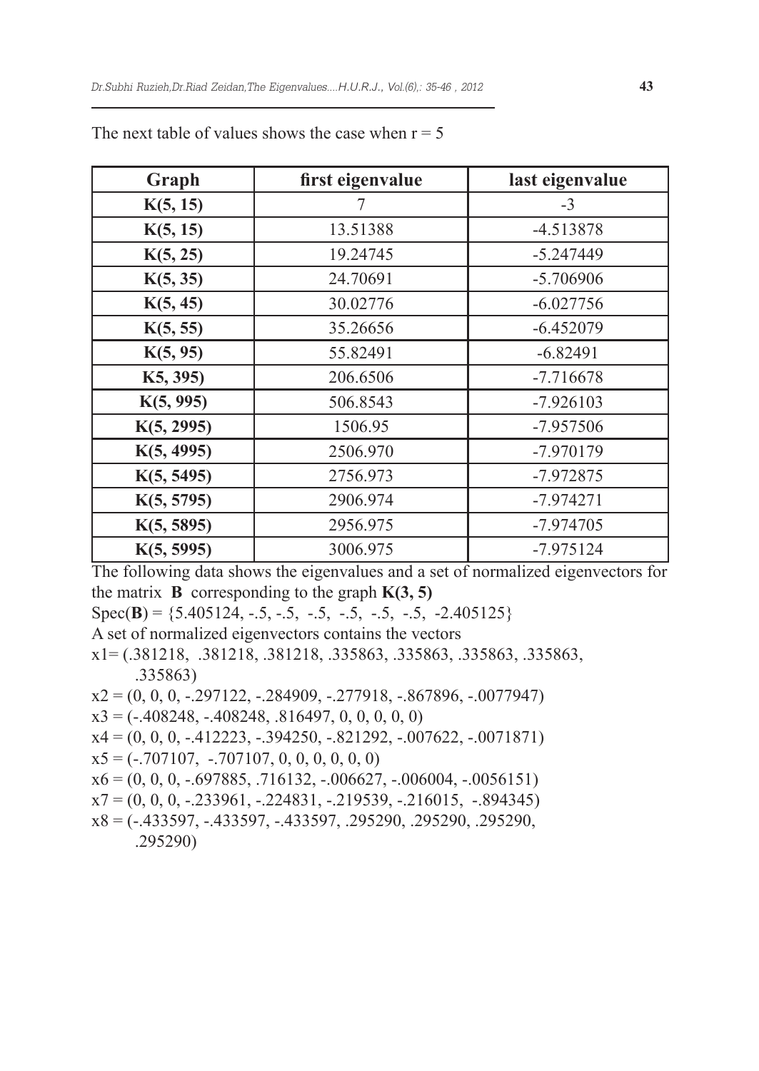The next table of values shows the case when r = 5

| Graph | first eigenvalue | last eigenvalue |
|---|---|---|
| K(5, 15) | 7 | -3 |
| K(5, 15) | 13.51388 | -4.513878 |
| K(5, 25) | 19.24745 | -5.247449 |
| K(5, 35) | 24.70691 | -5.706906 |
| K(5, 45) | 30.02776 | -6.027756 |
| K(5, 55) | 35.26656 | -6.452079 |
| K(5, 95) | 55.82491 | -6.82491 |
| K5, 395) | 206.6506 | -7.716678 |
| K(5, 995) | 506.8543 | -7.926103 |
| K(5, 2995) | 1506.95 | -7.957506 |
| K(5, 4995) | 2506.970 | -7.970179 |
| K(5, 5495) | 2756.973 | -7.972875 |
| K(5, 5795) | 2906.974 | -7.974271 |
| K(5, 5895) | 2956.975 | -7.974705 |
| K(5, 5995) | 3006.975 | -7.975124 |

The following data shows the eigenvalues and a set of normalized eigenvectors for the matrix **B** corresponding to the graph **K(3, 5)**

Spec(**B**) = {5.405124, -.5, -.5, -.5, -.5, -.5, -.5, -2.405125}

A set of normalized eigenvectors contains the vectors

x1= (.381218, .381218, .381218, .335863, .335863, .335863, .335863, .335863)

x2 = (0, 0, 0, -.297122, -.284909, -.277918, -.867896, -.0077947)

x3 = (-.408248, -.408248, .816497, 0, 0, 0, 0, 0)

x4 = (0, 0, 0, -.412223, -.394250, -.821292, -.007622, -.0071871)

x5 = (-.707107, -.707107, 0, 0, 0, 0, 0, 0)

x6 = (0, 0, 0, -.697885, .716132, -.006627, -.006004, -.0056151)

x7 = (0, 0, 0, -.233961, -.224831, -.219539, -.216015, -.894345)

x8 = (-.433597, -.433597, -.433597, .295290, .295290, .295290, .295290)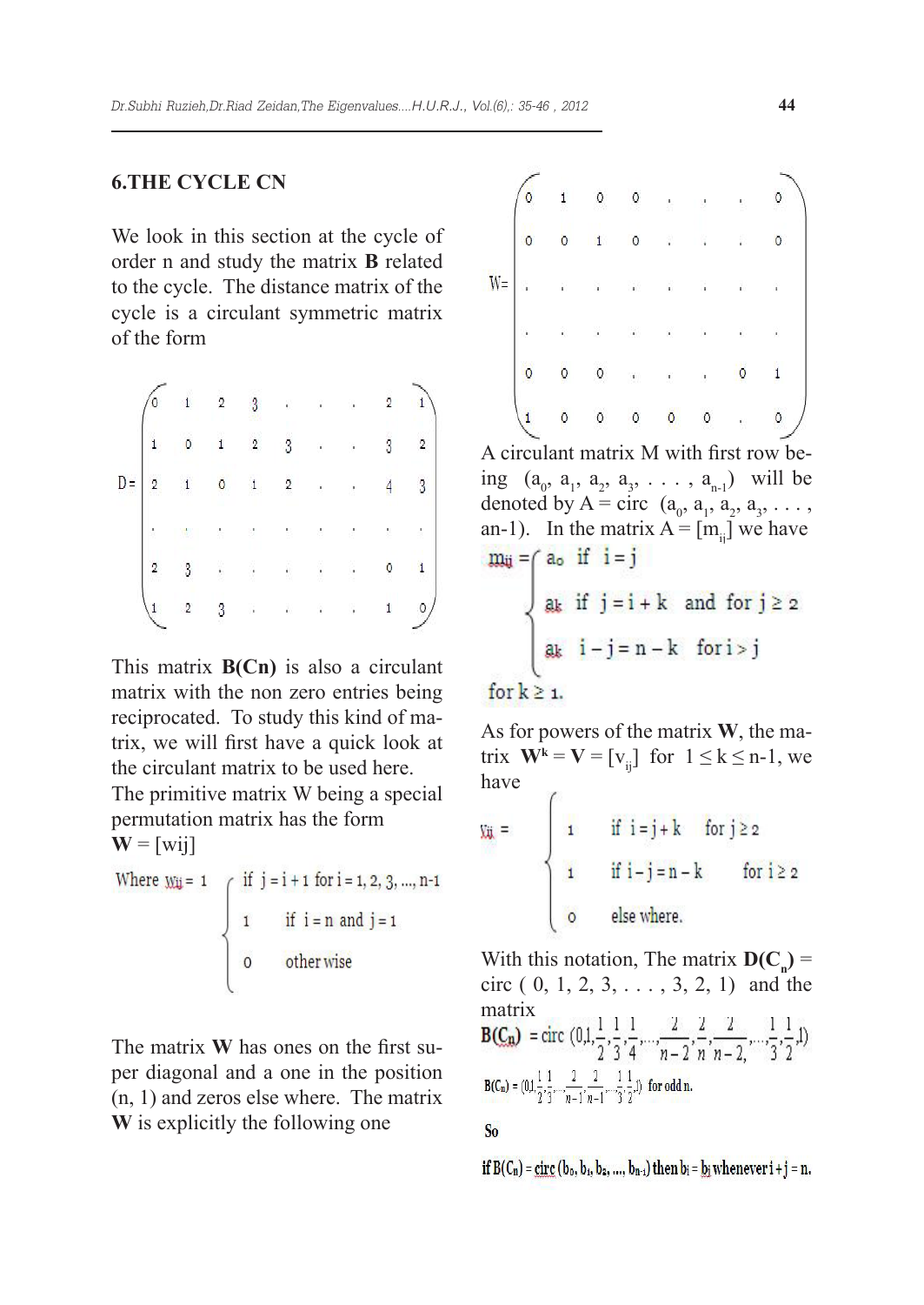## 6.THE CYCLE CN

We look in this section at the cycle of order n and study the matrix **B** related to the cycle. The distance matrix of the cycle is a circulant symmetric matrix of the form

$$D = \begin{pmatrix} 0 & 1 & 2 & 3 & . & . & . & 2 & 1 \\ 1 & 0 & 1 & 2 & 3 & . & . & 3 & 2 \\ 2 & 1 & 0 & 1 & 2 & . & . & 4 & 3 \\ . & . & . & . & . & . & . & . & . \\ 2 & 3 & . & . & . & . & . & 0 & 1 \\ 1 & 2 & 3 & . & . & . & . & 1 & 0 \end{pmatrix}$$

This matrix **B(Cn)** is also a circulant matrix with the non zero entries being reciprocated. To study this kind of matrix, we will first have a quick look at the circulant matrix to be used here.

The primitive matrix W being a special permutation matrix has the form

**W** = [wij]

Where $w_{ij} = \begin{cases} 1 & \text{if } j = i+1 \text{ for } i = 1, 2, 3, ..., n-1 \\ 1 & \text{if } i = n \text{ and } j = 1 \\ 0 & \text{other wise} \end{cases}$

The matrix **W** has ones on the first super diagonal and a one in the position (n, 1) and zeros else where. The matrix **W** is explicitly the following one

$$W = \begin{pmatrix} 0 & 1 & 0 & 0 & . & . & . & 0 \\ 0 & 0 & 1 & 0 & . & . & . & 0 \\ . & . & . & . & . & . & . & . \\ . & . & . & . & . & . & . & . \\ 0 & 0 & 0 & . & . & . & 0 & 1 \\ 1 & 0 & 0 & 0 & 0 & 0 & . & 0 \end{pmatrix}$$

A circulant matrix M with first row being $(a_0, a_1, a_2, a_3, . . . , a_{n-1})$ will be denoted by A = circ $(a_0, a_1, a_2, a_3, . . . , a_{n-1})$. In the matrix $A = [m_{ij}]$ we have

$$m_{ij} = \begin{cases} a_0 & \text{if } i = j \\ a_k & \text{if } j = i + k \text{ and for } j \geq 2 \\ a_k & i - j = n - k \quad \text{for } i > j \end{cases}$$

for $k \geq 1$.

As for powers of the matrix **W**, the matrix $\mathbf{W}^k = \mathbf{V} = [v_{ij}]$ for $1 \leq k \leq n-1$, we have

$$v_{ij} = \begin{cases} 1 & \text{if } i = j + k \quad \text{for } j \geq 2 \\ 1 & \text{if } i - j = n - k \quad \text{for } i \geq 2 \\ 0 & \text{else where.} \end{cases}$$

With this notation, The matrix $\mathbf{D(C_n)}$ = circ ( 0, 1, 2, 3, . . . , 3, 2, 1) and the matrix

$$\mathbf{B(C_n)} = \text{circ } (0, 1, \frac{1}{2}, \frac{1}{3}, \frac{1}{4}, ..., \frac{2}{n-2}, \frac{2}{n}, \frac{2}{n-2}, ..., \frac{1}{3}, \frac{1}{2}, 1)$$

$$B(C_n) = (0, 1, \frac{1}{2}, \frac{1}{3}, ..., \frac{2}{n-1}, \frac{2}{n-1}, ..., \frac{1}{3}, \frac{1}{2}, 1) \text{ for odd n.}$$

So

if $B(C_n) = \text{circ}(b_0, b_1, b_2, ..., b_{n-1})$ then $b_i = b_j$ whenever $i + j = n$.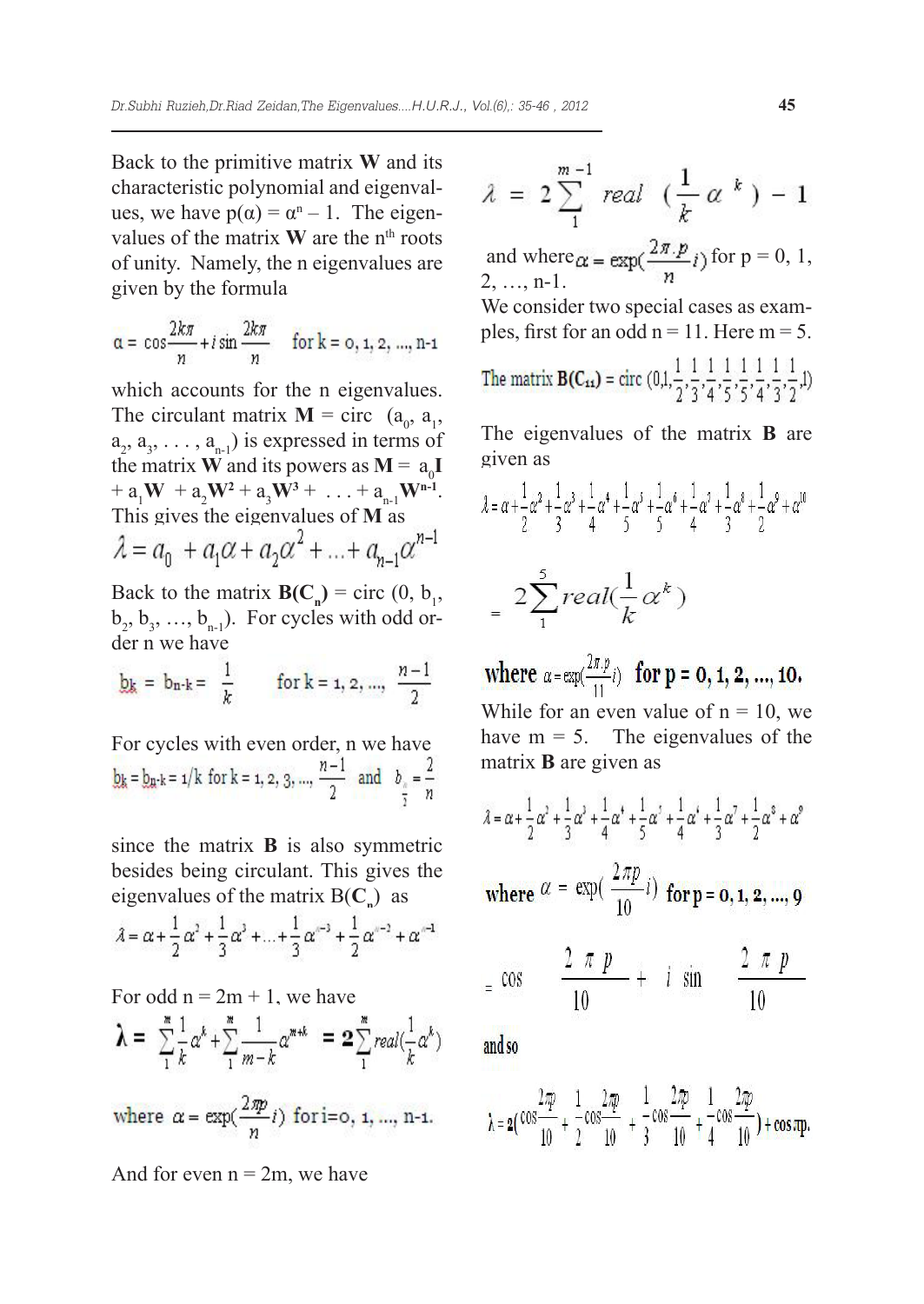Back to the primitive matrix **W** and its characteristic polynomial and eigenvalues, we have $p(\alpha) = \alpha^n - 1$. The eigenvalues of the matrix **W** are the $n^{th}$ roots of unity. Namely, the n eigenvalues are given by the formula

$$\alpha = \cos\frac{2k\pi}{n} + i\sin\frac{2k\pi}{n} \quad \text{for } k = 0, 1, 2, \ldots, n\text{-}1$$

which accounts for the n eigenvalues. The circulant matrix $\mathbf{M} = \text{circ}\ (a_0, a_1, a_2, a_3, \ldots, a_{n-1})$ is expressed in terms of the matrix **W** and its powers as $\mathbf{M} = a_0\mathbf{I} + a_1\mathbf{W} + a_2\mathbf{W}^2 + a_3\mathbf{W}^3 + \ldots + a_{n-1}\mathbf{W}^{n-1}$. This gives the eigenvalues of **M** as

$$\lambda = a_0 + a_1\alpha + a_2\alpha^2 + \ldots + a_{n-1}\alpha^{n-1}$$

Back to the matrix $\mathbf{B(C_n)} = \text{circ}\ (0, b_1, b_2, b_3, \ldots, b_{n-1})$. For cycles with odd order n we have

$$b_k = b_{n-k} = \frac{1}{k} \qquad \text{for } k = 1, 2, \ldots, \frac{n-1}{2}$$

For cycles with even order, n we have

$$b_k = b_{n-k} = 1/k \text{ for } k = 1, 2, 3, \ldots, \frac{n-1}{2} \quad \text{and} \quad b_{\frac{n}{2}} = \frac{2}{n}$$

since the matrix **B** is also symmetric besides being circulant. This gives the eigenvalues of the matrix $B(\mathbf{C_n})$ as

$$\lambda = \alpha + \frac{1}{2}\alpha^2 + \frac{1}{3}\alpha^3 + \ldots + \frac{1}{3}\alpha^{n-3} + \frac{1}{2}\alpha^{n-2} + \alpha^{n-1}$$

For odd $n = 2m + 1$, we have

$$\boldsymbol{\lambda} = \sum_{1}^{m}\frac{1}{k}\alpha^k + \sum_{1}^{m}\frac{1}{m-k}\alpha^{m+k} = \mathbf{2}\sum_{1}^{m} real(\frac{1}{k}\alpha^k)$$

$$\text{where } \alpha = \exp(\frac{2\pi p}{n}i) \text{ for } i = 0, 1, \ldots, n\text{-}1.$$

And for even $n = 2m$, we have

$$\lambda = 2\sum_{1}^{m-1} real\ (\frac{1}{k}\alpha^k) - 1$$

and where $\alpha = \exp(\frac{2\pi . p}{n}i)$ for p = 0, 1, 2, …, n-1.

We consider two special cases as examples, first for an odd n = 11. Here m = 5.

The matrix $\mathbf{B(C_{11})} = \text{circ}\ (0, 1, \frac{1}{2}, \frac{1}{3}, \frac{1}{4}, \frac{1}{5}, \frac{1}{5}, \frac{1}{4}, \frac{1}{3}, \frac{1}{2}, 1)$

The eigenvalues of the matrix **B** are given as

$$\lambda = \alpha + \frac{1}{2}\alpha^2 + \frac{1}{3}\alpha^3 + \frac{1}{4}\alpha^4 + \frac{1}{5}\alpha^5 + \frac{1}{5}\alpha^6 + \frac{1}{4}\alpha^7 + \frac{1}{3}\alpha^8 + \frac{1}{2}\alpha^9 + \alpha^{10}$$

$$= 2\sum_{1}^{5} real(\frac{1}{k}\alpha^k)$$

**where** $\alpha = \exp(\frac{2\pi . p}{11}i)$ **for p = 0, 1, 2, …, 10.**

While for an even value of n = 10, we have m = 5. The eigenvalues of the matrix **B** are given as

$$\lambda = \alpha + \frac{1}{2}\alpha^2 + \frac{1}{3}\alpha^3 + \frac{1}{4}\alpha^4 + \frac{1}{5}\alpha^5 + \frac{1}{4}\alpha^6 + \frac{1}{3}\alpha^7 + \frac{1}{2}\alpha^8 + \alpha^9$$

**where** $\alpha = \exp(\frac{2\pi p}{10}i)$ **for p = 0, 1, 2, …, 9**

$$= \cos\frac{2\pi p}{10} + i\sin\frac{2\pi p}{10}$$

**and so**

$$\lambda = 2(\cos\frac{2\pi p}{10} + \frac{1}{2}\cos\frac{2\pi p}{10} + \frac{1}{3}\cos\frac{2\pi p}{10} + \frac{1}{4}\cos\frac{2\pi p}{10}) + \cos\pi p.$$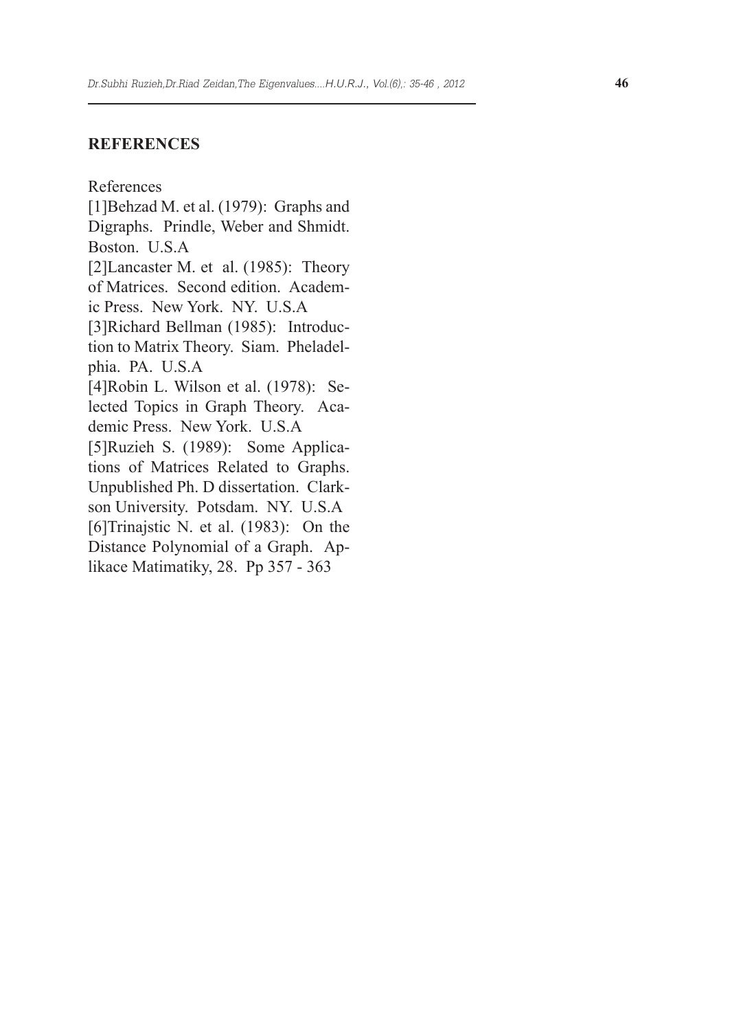## REFERENCES

References

[1]Behzad M. et al. (1979): Graphs and Digraphs. Prindle, Weber and Shmidt. Boston. U.S.A

[2]Lancaster M. et al. (1985): Theory of Matrices. Second edition. Academic Press. New York. NY. U.S.A

[3]Richard Bellman (1985): Introduction to Matrix Theory. Siam. Pheladelphia. PA. U.S.A

[4]Robin L. Wilson et al. (1978): Selected Topics in Graph Theory. Academic Press. New York. U.S.A

[5]Ruzieh S. (1989): Some Applications of Matrices Related to Graphs. Unpublished Ph. D dissertation. Clarkson University. Potsdam. NY. U.S.A

[6]Trinajstic N. et al. (1983): On the Distance Polynomial of a Graph. Aplikace Matimatiky, 28. Pp 357 - 363